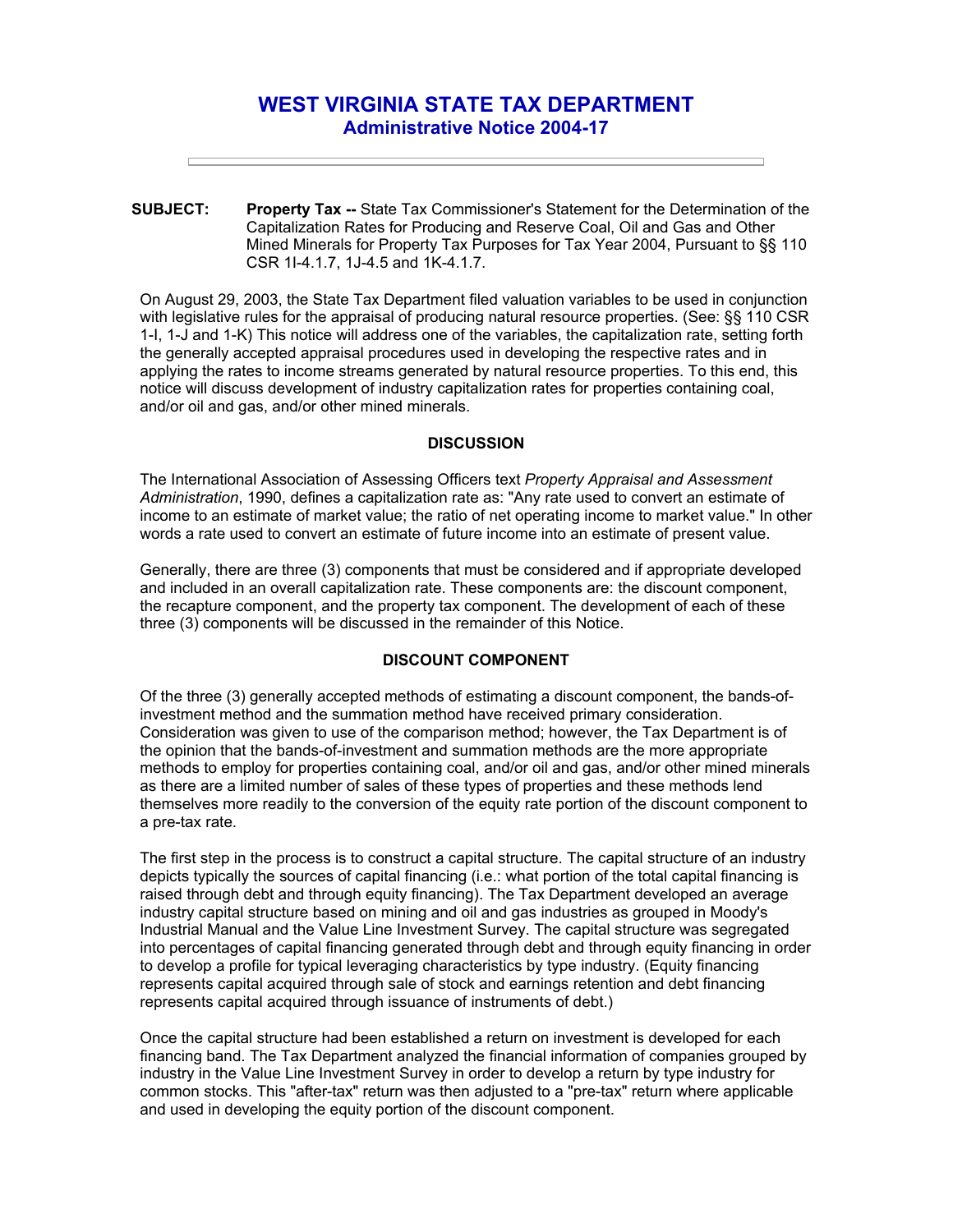# WEST VIRGINIA STATE TAX DEPARTMENT
## Administrative Notice 2004-17

---

**SUBJECT:** **Property Tax --** State Tax Commissioner's Statement for the Determination of the Capitalization Rates for Producing and Reserve Coal, Oil and Gas and Other Mined Minerals for Property Tax Purposes for Tax Year 2004, Pursuant to §§ 110 CSR 1I-4.1.7, 1J-4.5 and 1K-4.1.7.

On August 29, 2003, the State Tax Department filed valuation variables to be used in conjunction with legislative rules for the appraisal of producing natural resource properties. (See: §§ 110 CSR 1-I, 1-J and 1-K) This notice will address one of the variables, the capitalization rate, setting forth the generally accepted appraisal procedures used in developing the respective rates and in applying the rates to income streams generated by natural resource properties. To this end, this notice will discuss development of industry capitalization rates for properties containing coal, and/or oil and gas, and/or other mined minerals.

### DISCUSSION

The International Association of Assessing Officers text *Property Appraisal and Assessment Administration*, 1990, defines a capitalization rate as: "Any rate used to convert an estimate of income to an estimate of market value; the ratio of net operating income to market value." In other words a rate used to convert an estimate of future income into an estimate of present value.

Generally, there are three (3) components that must be considered and if appropriate developed and included in an overall capitalization rate. These components are: the discount component, the recapture component, and the property tax component. The development of each of these three (3) components will be discussed in the remainder of this Notice.

### DISCOUNT COMPONENT

Of the three (3) generally accepted methods of estimating a discount component, the bands-of-investment method and the summation method have received primary consideration. Consideration was given to use of the comparison method; however, the Tax Department is of the opinion that the bands-of-investment and summation methods are the more appropriate methods to employ for properties containing coal, and/or oil and gas, and/or other mined minerals as there are a limited number of sales of these types of properties and these methods lend themselves more readily to the conversion of the equity rate portion of the discount component to a pre-tax rate.

The first step in the process is to construct a capital structure. The capital structure of an industry depicts typically the sources of capital financing (i.e.: what portion of the total capital financing is raised through debt and through equity financing). The Tax Department developed an average industry capital structure based on mining and oil and gas industries as grouped in Moody's Industrial Manual and the Value Line Investment Survey. The capital structure was segregated into percentages of capital financing generated through debt and through equity financing in order to develop a profile for typical leveraging characteristics by type industry. (Equity financing represents capital acquired through sale of stock and earnings retention and debt financing represents capital acquired through issuance of instruments of debt.)

Once the capital structure had been established a return on investment is developed for each financing band. The Tax Department analyzed the financial information of companies grouped by industry in the Value Line Investment Survey in order to develop a return by type industry for common stocks. This "after-tax" return was then adjusted to a "pre-tax" return where applicable and used in developing the equity portion of the discount component.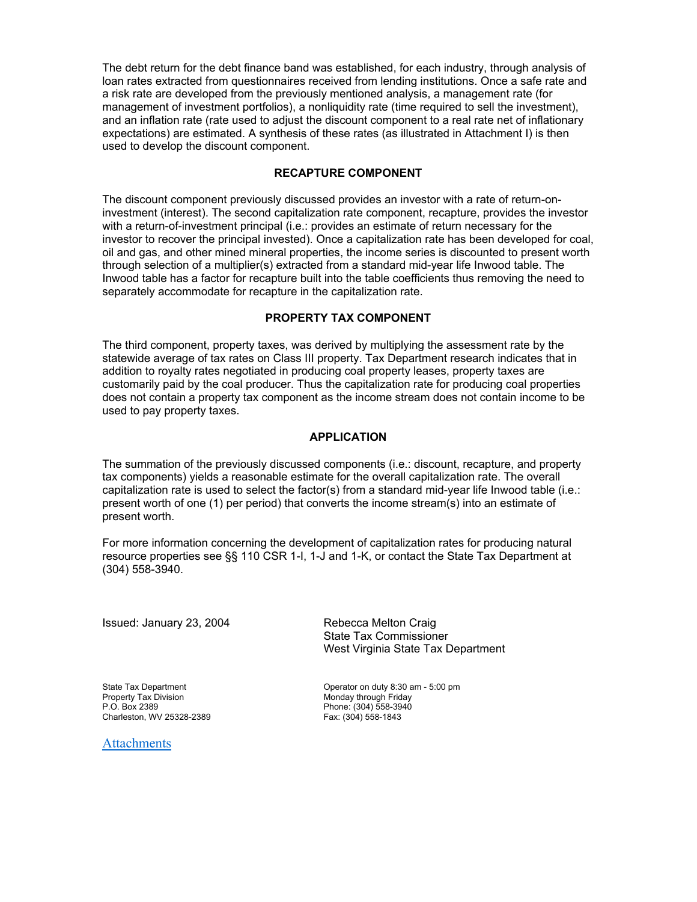The debt return for the debt finance band was established, for each industry, through analysis of loan rates extracted from questionnaires received from lending institutions. Once a safe rate and a risk rate are developed from the previously mentioned analysis, a management rate (for management of investment portfolios), a nonliquidity rate (time required to sell the investment), and an inflation rate (rate used to adjust the discount component to a real rate net of inflationary expectations) are estimated. A synthesis of these rates (as illustrated in Attachment I) is then used to develop the discount component.

## RECAPTURE COMPONENT

The discount component previously discussed provides an investor with a rate of return-on-investment (interest). The second capitalization rate component, recapture, provides the investor with a return-of-investment principal (i.e.: provides an estimate of return necessary for the investor to recover the principal invested). Once a capitalization rate has been developed for coal, oil and gas, and other mined mineral properties, the income series is discounted to present worth through selection of a multiplier(s) extracted from a standard mid-year life Inwood table. The Inwood table has a factor for recapture built into the table coefficients thus removing the need to separately accommodate for recapture in the capitalization rate.

## PROPERTY TAX COMPONENT

The third component, property taxes, was derived by multiplying the assessment rate by the statewide average of tax rates on Class III property. Tax Department research indicates that in addition to royalty rates negotiated in producing coal property leases, property taxes are customarily paid by the coal producer. Thus the capitalization rate for producing coal properties does not contain a property tax component as the income stream does not contain income to be used to pay property taxes.

## APPLICATION

The summation of the previously discussed components (i.e.: discount, recapture, and property tax components) yields a reasonable estimate for the overall capitalization rate. The overall capitalization rate is used to select the factor(s) from a standard mid-year life Inwood table (i.e.: present worth of one (1) per period) that converts the income stream(s) into an estimate of present worth.

For more information concerning the development of capitalization rates for producing natural resource properties see §§ 110 CSR 1-I, 1-J and 1-K, or contact the State Tax Department at (304) 558-3940.

Issued: January 23, 2004

Rebecca Melton Craig
State Tax Commissioner
West Virginia State Tax Department

State Tax Department
Property Tax Division
P.O. Box 2389
Charleston, WV 25328-2389

Operator on duty 8:30 am - 5:00 pm
Monday through Friday
Phone: (304) 558-3940
Fax: (304) 558-1843

Attachments